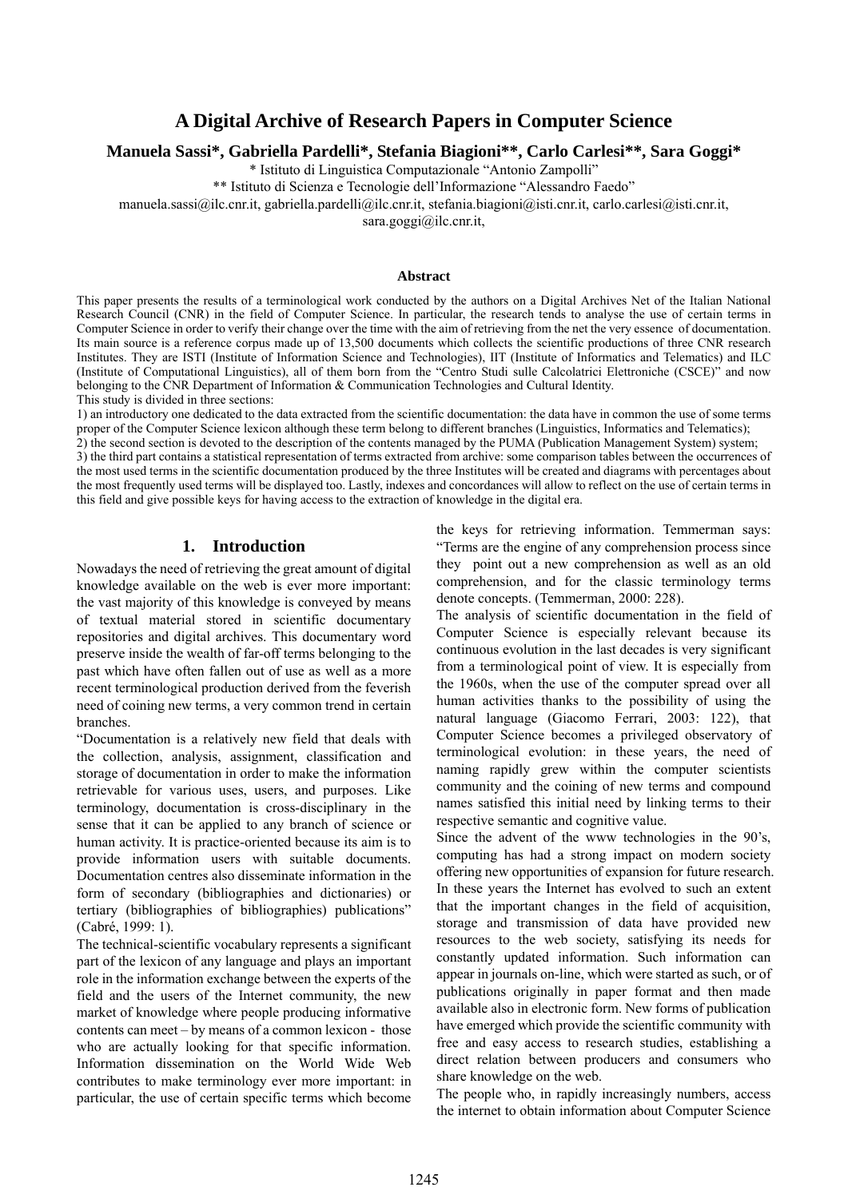# A Digital Archive of Research Papers in Computer Science

**Manuela Sassi\*, Gabriella Pardelli\*, Stefania Biagioni\*\*, Carlo Carlesi\*\*, Sara Goggi\***

\* Istituto di Linguistica Computazionale "Antonio Zampolli"

\*\* Istituto di Scienza e Tecnologie dell'Informazione "Alessandro Faedo"

manuela.sassi@ilc.cnr.it, gabriella.pardelli@ilc.cnr.it, stefania.biagioni@isti.cnr.it, carlo.carlesi@isti.cnr.it, sara.goggi@ilc.cnr.it,

### Abstract

This paper presents the results of a terminological work conducted by the authors on a Digital Archives Net of the Italian National Research Council (CNR) in the field of Computer Science. In particular, the research tends to analyse the use of certain terms in Computer Science in order to verify their change over the time with the aim of retrieving from the net the very essence of documentation. Its main source is a reference corpus made up of 13,500 documents which collects the scientific productions of three CNR research Institutes. They are ISTI (Institute of Information Science and Technologies), IIT (Institute of Informatics and Telematics) and ILC (Institute of Computational Linguistics), all of them born from the "Centro Studi sulle Calcolatrici Elettroniche (CSCE)" and now belonging to the CNR Department of Information & Communication Technologies and Cultural Identity.

This study is divided in three sections:

1) an introductory one dedicated to the data extracted from the scientific documentation: the data have in common the use of some terms proper of the Computer Science lexicon although these term belong to different branches (Linguistics, Informatics and Telematics);

2) the second section is devoted to the description of the contents managed by the PUMA (Publication Management System) system;

3) the third part contains a statistical representation of terms extracted from archive: some comparison tables between the occurrences of the most used terms in the scientific documentation produced by the three Institutes will be created and diagrams with percentages about the most frequently used terms will be displayed too. Lastly, indexes and concordances will allow to reflect on the use of certain terms in this field and give possible keys for having access to the extraction of knowledge in the digital era.

## 1. Introduction

Nowadays the need of retrieving the great amount of digital knowledge available on the web is ever more important: the vast majority of this knowledge is conveyed by means of textual material stored in scientific documentary repositories and digital archives. This documentary word preserve inside the wealth of far-off terms belonging to the past which have often fallen out of use as well as a more recent terminological production derived from the feverish need of coining new terms, a very common trend in certain branches.

"Documentation is a relatively new field that deals with the collection, analysis, assignment, classification and storage of documentation in order to make the information retrievable for various uses, users, and purposes. Like terminology, documentation is cross-disciplinary in the sense that it can be applied to any branch of science or human activity. It is practice-oriented because its aim is to provide information users with suitable documents. Documentation centres also disseminate information in the form of secondary (bibliographies and dictionaries) or tertiary (bibliographies of bibliographies) publications" (Cabré, 1999: 1).

The technical-scientific vocabulary represents a significant part of the lexicon of any language and plays an important role in the information exchange between the experts of the field and the users of the Internet community, the new market of knowledge where people producing informative contents can meet – by means of a common lexicon - those who are actually looking for that specific information. Information dissemination on the World Wide Web contributes to make terminology ever more important: in particular, the use of certain specific terms which become the keys for retrieving information. Temmerman says: "Terms are the engine of any comprehension process since they point out a new comprehension as well as an old comprehension, and for the classic terminology terms denote concepts. (Temmerman, 2000: 228).

The analysis of scientific documentation in the field of Computer Science is especially relevant because its continuous evolution in the last decades is very significant from a terminological point of view. It is especially from the 1960s, when the use of the computer spread over all human activities thanks to the possibility of using the natural language (Giacomo Ferrari, 2003: 122), that Computer Science becomes a privileged observatory of terminological evolution: in these years, the need of naming rapidly grew within the computer scientists community and the coining of new terms and compound names satisfied this initial need by linking terms to their respective semantic and cognitive value.

Since the advent of the www technologies in the 90's, computing has had a strong impact on modern society offering new opportunities of expansion for future research. In these years the Internet has evolved to such an extent that the important changes in the field of acquisition, storage and transmission of data have provided new resources to the web society, satisfying its needs for constantly updated information. Such information can appear in journals on-line, which were started as such, or of publications originally in paper format and then made available also in electronic form. New forms of publication have emerged which provide the scientific community with free and easy access to research studies, establishing a direct relation between producers and consumers who share knowledge on the web.

The people who, in rapidly increasingly numbers, access the internet to obtain information about Computer Science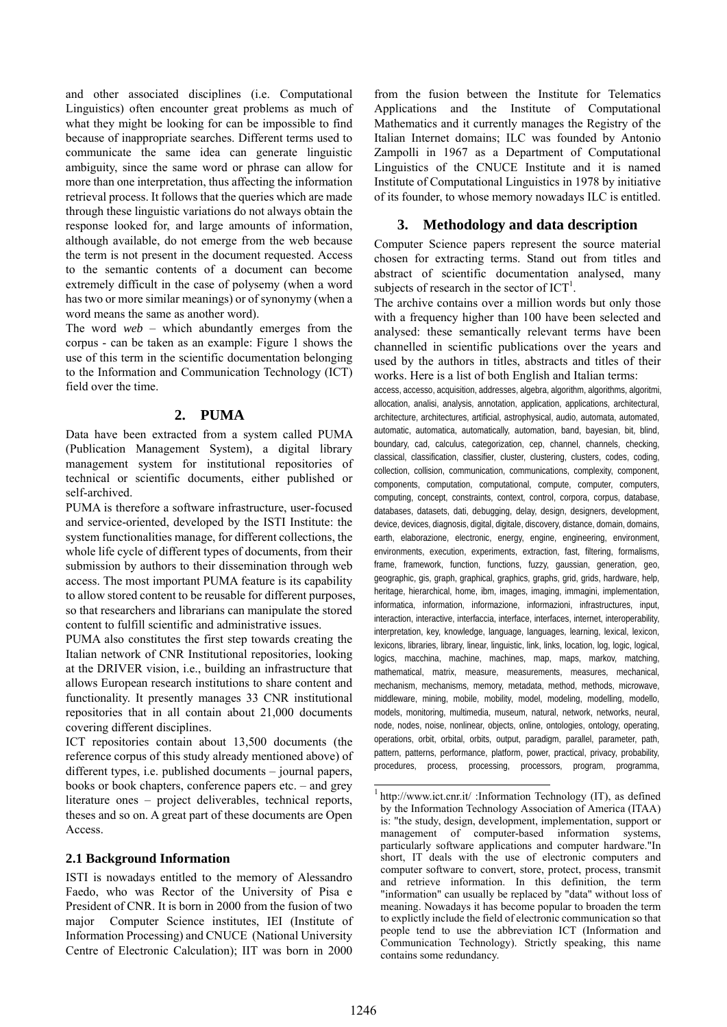and other associated disciplines (i.e. Computational Linguistics) often encounter great problems as much of what they might be looking for can be impossible to find because of inappropriate searches. Different terms used to communicate the same idea can generate linguistic ambiguity, since the same word or phrase can allow for more than one interpretation, thus affecting the information retrieval process. It follows that the queries which are made through these linguistic variations do not always obtain the response looked for, and large amounts of information, although available, do not emerge from the web because the term is not present in the document requested. Access to the semantic contents of a document can become extremely difficult in the case of polysemy (when a word has two or more similar meanings) or of synonymy (when a word means the same as another word).

The word *web* – which abundantly emerges from the corpus - can be taken as an example: Figure 1 shows the use of this term in the scientific documentation belonging to the Information and Communication Technology (ICT) field over the time.

## 2. PUMA

Data have been extracted from a system called PUMA (Publication Management System), a digital library management system for institutional repositories of technical or scientific documents, either published or self-archived.

PUMA is therefore a software infrastructure, user-focused and service-oriented, developed by the ISTI Institute: the system functionalities manage, for different collections, the whole life cycle of different types of documents, from their submission by authors to their dissemination through web access. The most important PUMA feature is its capability to allow stored content to be reusable for different purposes, so that researchers and librarians can manipulate the stored content to fulfill scientific and administrative issues.

PUMA also constitutes the first step towards creating the Italian network of CNR Institutional repositories, looking at the DRIVER vision, i.e., building an infrastructure that allows European research institutions to share content and functionality. It presently manages 33 CNR institutional repositories that in all contain about 21,000 documents covering different disciplines.

ICT repositories contain about 13,500 documents (the reference corpus of this study already mentioned above) of different types, i.e. published documents – journal papers, books or book chapters, conference papers etc. – and grey literature ones – project deliverables, technical reports, theses and so on. A great part of these documents are Open Access.

### 2.1 Background Information

ISTI is nowadays entitled to the memory of Alessandro Faedo, who was Rector of the University of Pisa e President of CNR. It is born in 2000 from the fusion of two major Computer Science institutes, IEI (Institute of Information Processing) and CNUCE (National University Centre of Electronic Calculation); IIT was born in 2000 from the fusion between the Institute for Telematics Applications and the Institute of Computational Mathematics and it currently manages the Registry of the Italian Internet domains; ILC was founded by Antonio Zampolli in 1967 as a Department of Computational Linguistics of the CNUCE Institute and it is named Institute of Computational Linguistics in 1978 by initiative of its founder, to whose memory nowadays ILC is entitled.

## 3. Methodology and data description

Computer Science papers represent the source material chosen for extracting terms. Stand out from titles and abstract of scientific documentation analysed, many subjects of research in the sector of ICT[1].

The archive contains over a million words but only those with a frequency higher than 100 have been selected and analysed: these semantically relevant terms have been channelled in scientific publications over the years and used by the authors in titles, abstracts and titles of their works. Here is a list of both English and Italian terms:

access, accesso, acquisition, addresses, algebra, algorithm, algorithms, algoritmi, allocation, analisi, analysis, annotation, application, applications, architectural, architecture, architectures, artificial, astrophysical, audio, automata, automated, automatic, automatica, automatically, automation, band, bayesian, bit, blind, boundary, cad, calculus, categorization, cep, channel, channels, checking, classical, classification, classifier, cluster, clustering, clusters, codes, coding, collection, collision, communication, communications, complexity, component, components, computation, computational, compute, computer, computers, computing, concept, constraints, context, control, corpora, corpus, database, databases, datasets, dati, debugging, delay, design, designers, development, device, devices, diagnosis, digital, digitale, discovery, distance, domain, domains, earth, elaborazione, electronic, energy, engine, engineering, environment, environments, execution, experiments, extraction, fast, filtering, formalisms, frame, framework, function, functions, fuzzy, gaussian, generation, geo, geographic, gis, graph, graphical, graphics, graphs, grid, grids, hardware, help, heritage, hierarchical, home, ibm, images, imaging, immagini, implementation, informatica, information, informazione, informazioni, infrastructures, input, interaction, interactive, interfaccia, interface, interfaces, internet, interoperability, interpretation, key, knowledge, language, languages, learning, lexical, lexicon, lexicons, libraries, library, linear, linguistic, link, links, location, log, logic, logical, logics, macchina, machine, machines, map, maps, markov, matching, mathematical, matrix, measure, measurements, measures, mechanical, mechanism, mechanisms, memory, metadata, method, methods, microwave, middleware, mining, mobile, mobility, model, modeling, modelling, modello, models, monitoring, multimedia, museum, natural, network, networks, neural, node, nodes, noise, nonlinear, objects, online, ontologies, ontology, operating, operations, orbit, orbital, orbits, output, paradigm, parallel, parameter, path, pattern, patterns, performance, platform, power, practical, privacy, probability, procedures, process, processing, processors, program, programma,

[1] http://www.ict.cnr.it/ :Information Technology (IT), as defined by the Information Technology Association of America (ITAA) is: "the study, design, development, implementation, support or management of computer-based information systems, particularly software applications and computer hardware."In short, IT deals with the use of electronic computers and computer software to convert, store, protect, process, transmit and retrieve information. In this definition, the term "information" can usually be replaced by "data" without loss of meaning. Nowadays it has become popular to broaden the term to explictly include the field of electronic communication so that people tend to use the abbreviation ICT (Information and Communication Technology). Strictly speaking, this name contains some redundancy.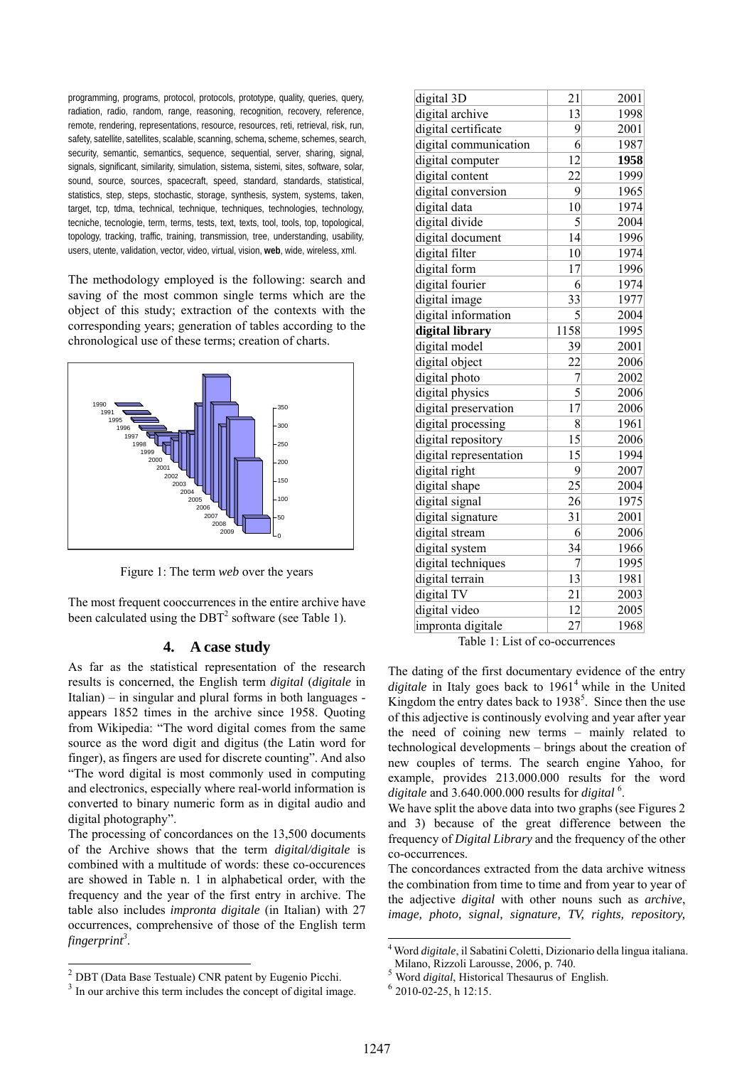programming, programs, protocol, protocols, prototype, quality, queries, query, radiation, radio, random, range, reasoning, recognition, recovery, reference, remote, rendering, representations, resource, resources, reti, retrieval, risk, run, safety, satellite, satellites, scalable, scanning, schema, scheme, schemes, search, security, semantic, semantics, sequence, sequential, server, sharing, signal, signals, significant, similarity, simulation, sistema, sistemi, sites, software, solar, sound, source, sources, spacecraft, speed, standard, standards, statistical, statistics, step, steps, stochastic, storage, synthesis, system, systems, taken, target, tcp, tdma, technical, technique, techniques, technologies, technology, tecniche, tecnologie, term, terms, tests, text, texts, tool, tools, top, topological, topology, tracking, traffic, training, transmission, tree, understanding, usability, users, utente, validation, vector, video, virtual, vision, **web**, wide, wireless, xml.

The methodology employed is the following: search and saving of the most common single terms which are the object of this study; extraction of the contexts with the corresponding years; generation of tables according to the chronological use of these terms; creation of charts.

Figure 1: The term *web* over the years

The most frequent cooccurrences in the entire archive have been calculated using the DBT[2] software (see Table 1).

## 4. A case study

As far as the statistical representation of the research results is concerned, the English term *digital* (*digitale* in Italian) – in singular and plural forms in both languages - appears 1852 times in the archive since 1958. Quoting from Wikipedia: "The word digital comes from the same source as the word digit and digitus (the Latin word for finger), as fingers are used for discrete counting". And also "The word digital is most commonly used in computing and electronics, especially where real-world information is converted to binary numeric form as in digital audio and digital photography".

The processing of concordances on the 13,500 documents of the Archive shows that the term *digital/digitale* is combined with a multitude of words: these co-occurences are showed in Table n. 1 in alphabetical order, with the frequency and the year of the first entry in archive. The table also includes *impronta digitale* (in Italian) with 27 occurrences, comprehensive of those of the English term *fingerprint*[3].

| | | |
|---|---|---|
| digital 3D | 21 | 2001 |
| digital archive | 13 | 1998 |
| digital certificate | 9 | 2001 |
| digital communication | 6 | 1987 |
| digital computer | 12 | **1958** |
| digital content | 22 | 1999 |
| digital conversion | 9 | 1965 |
| digital data | 10 | 1974 |
| digital divide | 5 | 2004 |
| digital document | 14 | 1996 |
| digital filter | 10 | 1974 |
| digital form | 17 | 1996 |
| digital fourier | 6 | 1974 |
| digital image | 33 | 1977 |
| digital information | 5 | 2004 |
| **digital library** | 1158 | 1995 |
| digital model | 39 | 2001 |
| digital object | 22 | 2006 |
| digital photo | 7 | 2002 |
| digital physics | 5 | 2006 |
| digital preservation | 17 | 2006 |
| digital processing | 8 | 1961 |
| digital repository | 15 | 2006 |
| digital representation | 15 | 1994 |
| digital right | 9 | 2007 |
| digital shape | 25 | 2004 |
| digital signal | 26 | 1975 |
| digital signature | 31 | 2001 |
| digital stream | 6 | 2006 |
| digital system | 34 | 1966 |
| digital techniques | 7 | 1995 |
| digital terrain | 13 | 1981 |
| digital TV | 21 | 2003 |
| digital video | 12 | 2005 |
| impronta digitale | 27 | 1968 |

Table 1: List of co-occurrences

The dating of the first documentary evidence of the entry *digitale* in Italy goes back to 1961[4] while in the United Kingdom the entry dates back to 1938[5]. Since then the use of this adjective is continously evolving and year after year the need of coining new terms – mainly related to technological developments – brings about the creation of new couples of terms. The search engine Yahoo, for example, provides 213.000.000 results for the word *digitale* and 3.640.000.000 results for *digital* [6].

We have split the above data into two graphs (see Figures 2 and 3) because of the great difference between the frequency of *Digital Library* and the frequency of the other co-occurrences.

The concordances extracted from the data archive witness the combination from time to time and from year to year of the adjective *digital* with other nouns such as *archive*, *image, photo, signal, signature, TV, rights, repository,*

---

[2] DBT (Data Base Testuale) CNR patent by Eugenio Picchi.

[3] In our archive this term includes the concept of digital image.

[4] Word *digitale*, il Sabatini Coletti, Dizionario della lingua italiana. Milano, Rizzoli Larousse, 2006, p. 740.

[5] Word *digital*, Historical Thesaurus of English.

[6] 2010-02-25, h 12:15.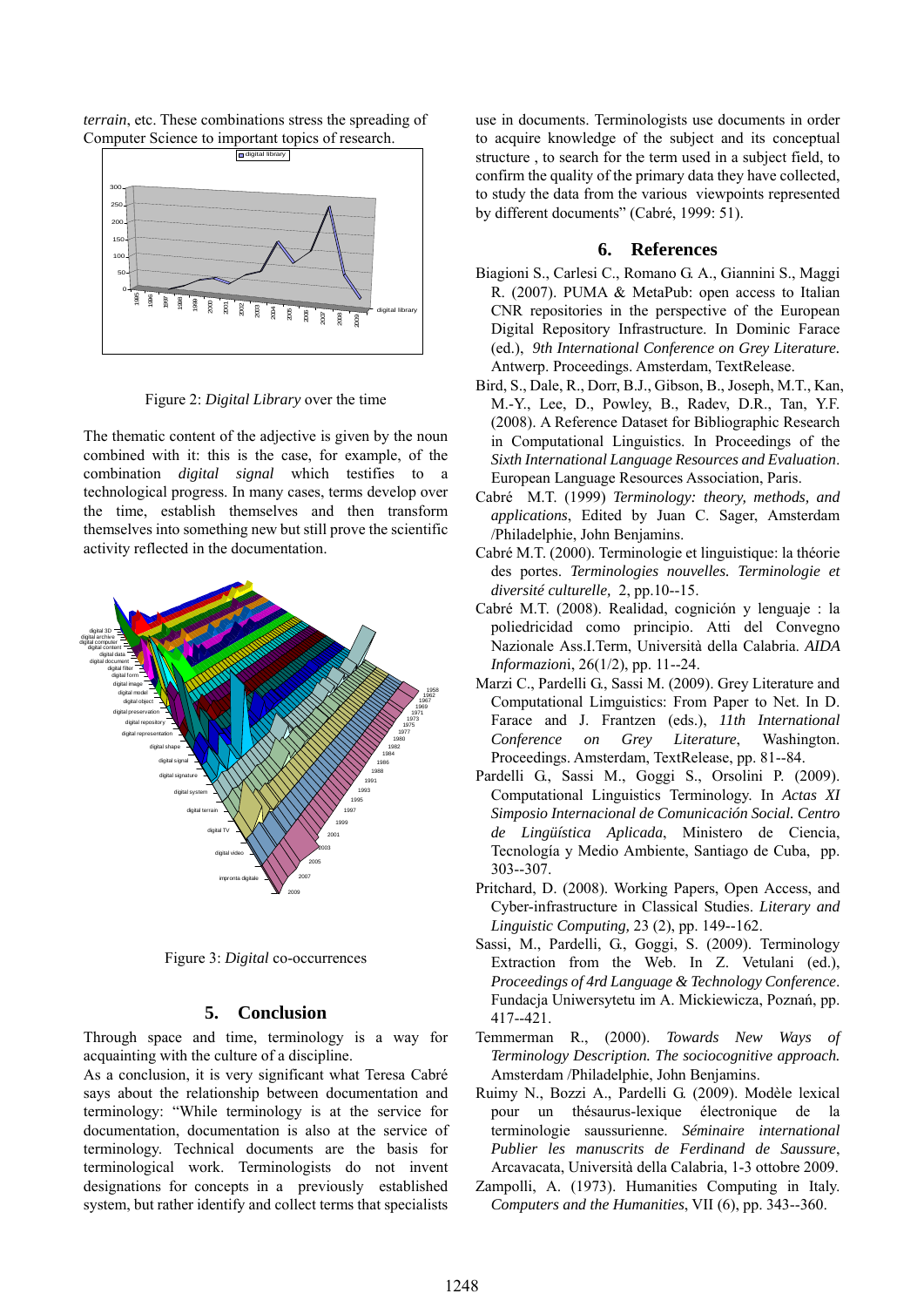*terrain*, etc. These combinations stress the spreading of Computer Science to important topics of research.

digital library

300
250
200
150
100
50
0

1995
1996
1997
1998
1999
2000
2001
2002
2003
2004
2005
2006
2007
2008
2009

digital library

Figure 2: *Digital Library* over the time

The thematic content of the adjective is given by the noun combined with it: this is the case, for example, of the combination *digital signal* which testifies to a technological progress. In many cases, terms develop over the time, establish themselves and then transform themselves into something new but still prove the scientific activity reflected in the documentation.

digital 3D
digital archive
digital computer
digital content
digital data
digital document
digital filter
digital form
digital image
digital model
digital object
digital preservation
digital repository
digital representation
digital shape
digital signal
digital signature
digital system
digital terrain
digital TV
digital video
impronta digitale

1958
1962
1967
1969
1971
1973
1975
1977
1980
1982
1984
1986
1988
1991
1993
1995
1997
1999
2001
2003
2005
2007
2009

Figure 3: *Digital* co-occurrences

## 5. Conclusion

Through space and time, terminology is a way for acquainting with the culture of a discipline.

As a conclusion, it is very significant what Teresa Cabré says about the relationship between documentation and terminology: "While terminology is at the service for documentation, documentation is also at the service of terminology. Technical documents are the basis for terminological work. Terminologists do not invent designations for concepts in a previously established system, but rather identify and collect terms that specialists use in documents. Terminologists use documents in order to acquire knowledge of the subject and its conceptual structure , to search for the term used in a subject field, to confirm the quality of the primary data they have collected, to study the data from the various viewpoints represented by different documents" (Cabré, 1999: 51).

## 6. References

Biagioni S., Carlesi C., Romano G. A., Giannini S., Maggi R. (2007). PUMA & MetaPub: open access to Italian CNR repositories in the perspective of the European Digital Repository Infrastructure. In Dominic Farace (ed.), *9th International Conference on Grey Literature.* Antwerp. Proceedings. Amsterdam, TextRelease.

Bird, S., Dale, R., Dorr, B.J., Gibson, B., Joseph, M.T., Kan, M.-Y., Lee, D., Powley, B., Radev, D.R., Tan, Y.F. (2008). A Reference Dataset for Bibliographic Research in Computational Linguistics. In Proceedings of the *Sixth International Language Resources and Evaluation*. European Language Resources Association, Paris.

Cabré M.T. (1999) *Terminology: theory, methods, and applications*, Edited by Juan C. Sager, Amsterdam /Philadelphie, John Benjamins.

Cabré M.T. (2000). Terminologie et linguistique: la théorie des portes. *Terminologies nouvelles. Terminologie et diversité culturelle,* 2, pp.10--15.

Cabré M.T. (2008). Realidad, cognición y lenguaje : la poliedricidad como principio. Atti del Convegno Nazionale Ass.I.Term, Università della Calabria. *AIDA Informazioni*, 26(1/2), pp. 11--24.

Marzi C., Pardelli G., Sassi M. (2009). Grey Literature and Computational Limguistics: From Paper to Net. In D. Farace and J. Frantzen (eds.), *11th International Conference on Grey Literature*, Washington. Proceedings. Amsterdam, TextRelease, pp. 81--84.

Pardelli G., Sassi M., Goggi S., Orsolini P. (2009). Computational Linguistics Terminology. In *Actas XI Simposio Internacional de Comunicación Social. Centro de Lingüística Aplicada*, Ministero de Ciencia, Tecnología y Medio Ambiente, Santiago de Cuba, pp. 303--307.

Pritchard, D. (2008). Working Papers, Open Access, and Cyber-infrastructure in Classical Studies. *Literary and Linguistic Computing,* 23 (2), pp. 149--162.

Sassi, M., Pardelli, G., Goggi, S. (2009). Terminology Extraction from the Web. In Z. Vetulani (ed.), *Proceedings of 4rd Language & Technology Conference*. Fundacja Uniwersytetu im A. Mickiewicza, Poznań, pp. 417--421.

Temmerman R., (2000). *Towards New Ways of Terminology Description. The sociocognitive approach.* Amsterdam /Philadelphie, John Benjamins.

Ruimy N., Bozzi A., Pardelli G. (2009). Modèle lexical pour un thésaurus-lexique électronique de la terminologie saussurienne. *Séminaire international Publier les manuscrits de Ferdinand de Saussure*, Arcavacata, Università della Calabria, 1-3 ottobre 2009.

Zampolli, A. (1973). Humanities Computing in Italy. *Computers and the Humanities*, VII (6), pp. 343--360.